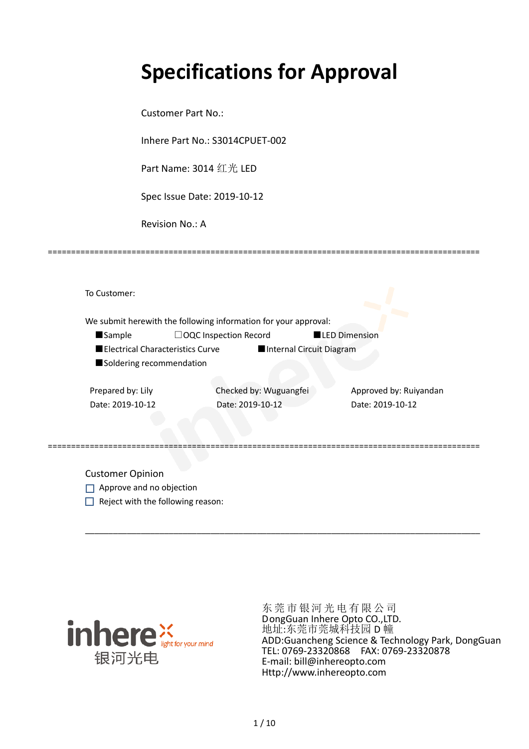# Specifications for Approval

Customer Part No.:

Inhere Part No.: S3014CPUET-002

Part Name: 3014 红光 LED

Spec Issue Date: 2019-10-12

Revision No.: A

==========================================================================================

To Customer:

We submit herewith the following information for your approval:

■Sample ☐OQC Inspection Record ■LED Dimension

■Electrical Characteristics Curve ■Internal Circuit Diagram

■Soldering recommendation

| Prepared by: Lily | Checked by: Wuguangfei | Approved by: Ruiyandan |
|---|---|---|
| Date: 2019-10-12 | Date: 2019-10-12 | Date: 2019-10-12 |

==========================================================================================

Customer Opinion

☐ Approve and no objection

☐ Reject with the following reason:

______________________________________________________________________________

inhere light for your mind 银河光电

东 莞 市 银 河 光 电 有 限 公 司
DongGuan Inhere Opto CO.,LTD.
地址:东莞市莞城科技园 D 幢
ADD:Guancheng Science & Technology Park, DongGuan
TEL: 0769-23320868 FAX: 0769-23320878
E-mail: bill@inhereopto.com
Http://www.inhereopto.com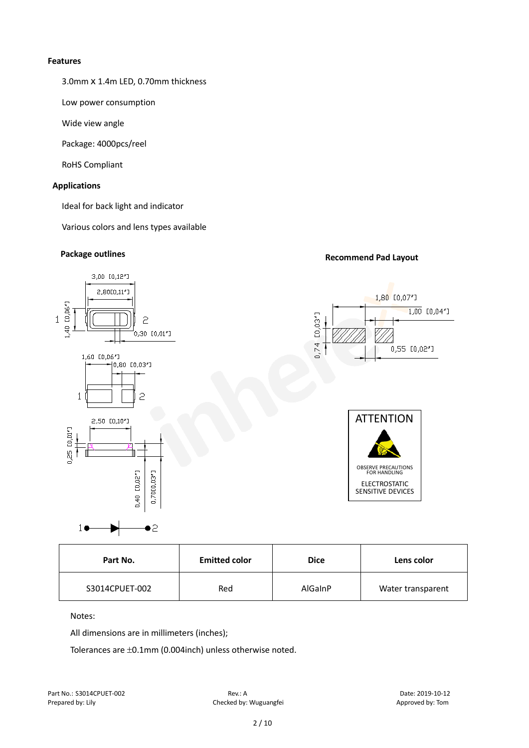### Features

3.0mm x 1.4m LED, 0.70mm thickness

Low power consumption

Wide view angle

Package: 4000pcs/reel

RoHS Compliant

### Applications

Ideal for back light and indicator

Various colors and lens types available

### Package outlines

### Recommend Pad Layout

ATTENTION

OBSERVE PRECAUTIONS FOR HANDLING

ELECTROSTATIC SENSITIVE DEVICES

| Part No. | Emitted color | Dice | Lens color |
| --- | --- | --- | --- |
| S3014CPUET-002 | Red | AlGaInP | Water transparent |

Notes:

All dimensions are in millimeters (inches);

Tolerances are ±0.1mm (0.004inch) unless otherwise noted.

Part No.: S3014CPUET-002 Rev.: A Date: 2019-10-12

Prepared by: Lily Checked by: Wuguangfei Approved by: Tom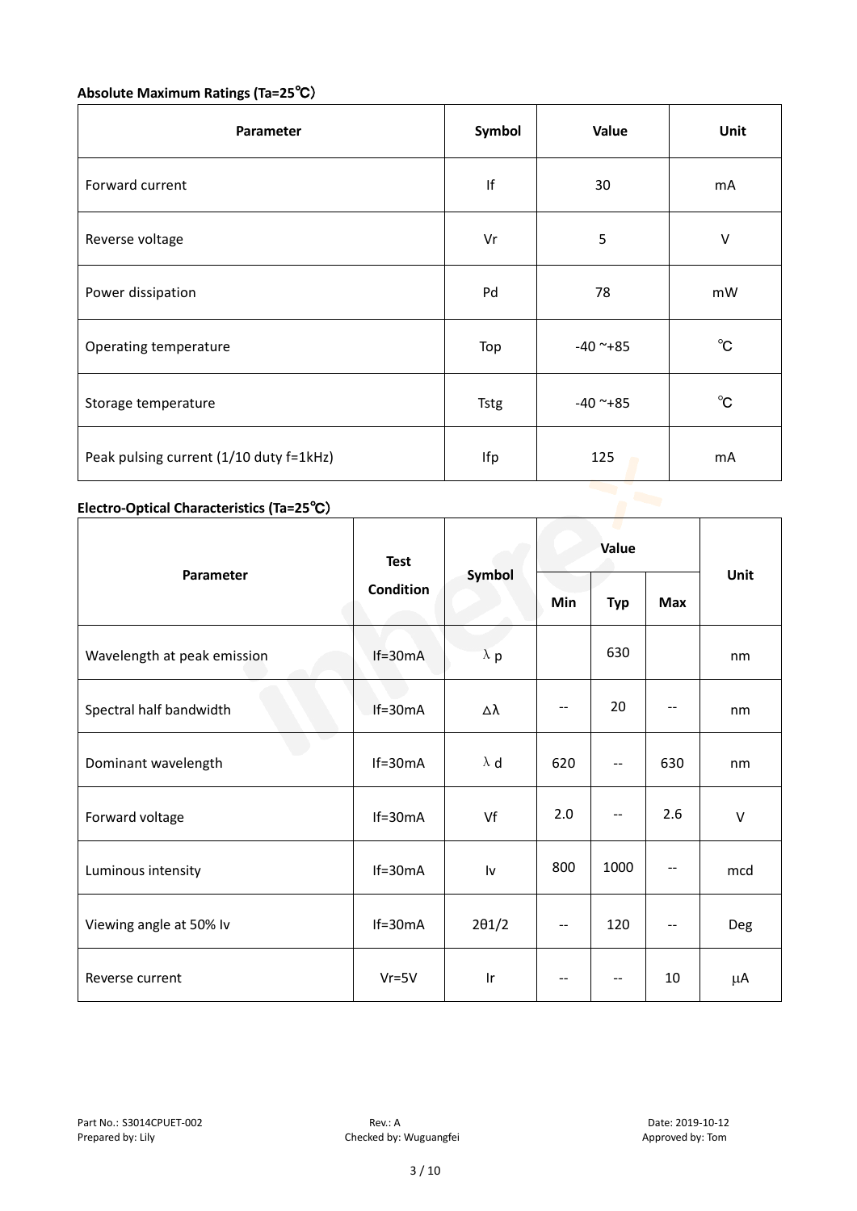**Absolute Maximum Ratings (Ta=25℃)**

| Parameter | Symbol | Value | Unit |
|---|---|---|---|
| Forward current | If | 30 | mA |
| Reverse voltage | Vr | 5 | V |
| Power dissipation | Pd | 78 | mW |
| Operating temperature | Top | -40 ~+85 | ℃ |
| Storage temperature | Tstg | -40 ~+85 | ℃ |
| Peak pulsing current (1/10 duty f=1kHz) | Ifp | 125 | mA |

**Electro-Optical Characteristics (Ta=25℃)**

| Parameter | Test Condition | Symbol | Value | | | Unit |
|---|---|---|---|---|---|---|
| | | | Min | Typ | Max | |
| Wavelength at peak emission | If=30mA | λp | | 630 | | nm |
| Spectral half bandwidth | If=30mA | Δλ | -- | 20 | -- | nm |
| Dominant wavelength | If=30mA | λd | 620 | -- | 630 | nm |
| Forward voltage | If=30mA | Vf | 2.0 | -- | 2.6 | V |
| Luminous intensity | If=30mA | Iv | 800 | 1000 | -- | mcd |
| Viewing angle at 50% Iv | If=30mA | 2θ1/2 | -- | 120 | -- | Deg |
| Reverse current | Vr=5V | Ir | -- | -- | 10 | μA |

Part No.: S3014CPUET-002　Rev.: A　Date: 2019-10-12
Prepared by: Lily　Checked by: Wuguangfei　Approved by: Tom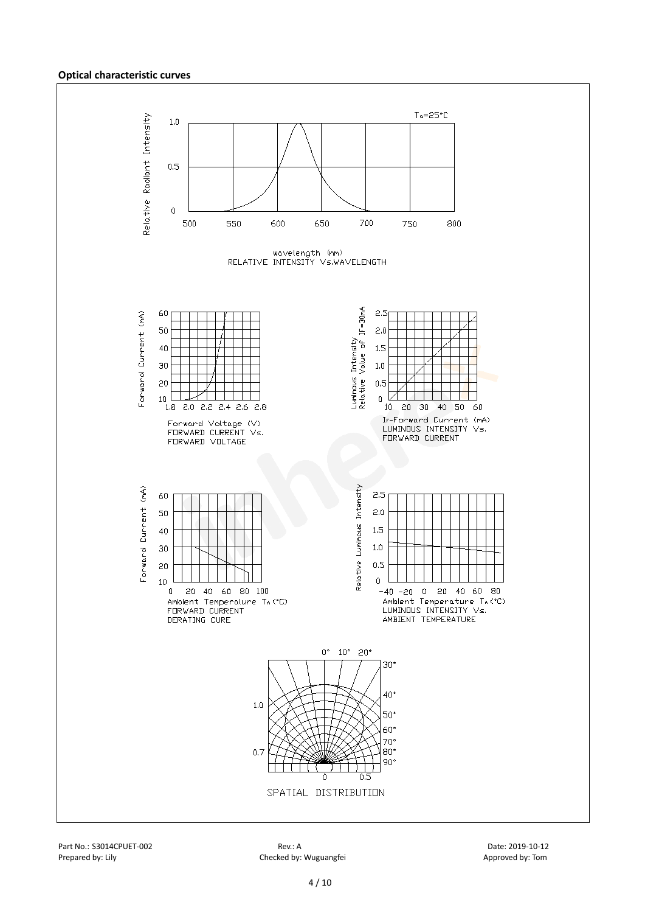**Optical characteristic curves**

$T_a$=25°C

Relative Radiant Intensity

wavelength (nm)
RELATIVE INTENSITY Vs.WAVELENGTH

Forward Current (mA)

Forward Voltage (V)
FORWARD CURRENT Vs.
FORWARD VOLTAGE

Luminous Intensity
Relative Value of IF=30mA

IF-Forward Current (mA)
LUMINOUS INTENSITY Vs.
FORWARD CURRENT

Forward Current (mA)

Ambient Temperature $T_A$(°C)
FORWARD CURRENT
DERATING CURE

Relative Luminous Intensity

Ambient Temperature $T_A$(°C)
LUMINOUS INTENSITY Vs.
AMBIENT TEMPERATURE

SPATIAL DISTRIBUTION

Part No.: S3014CPUET-002 Rev.: A Date: 2019-10-12
Prepared by: Lily Checked by: Wuguangfei Approved by: Tom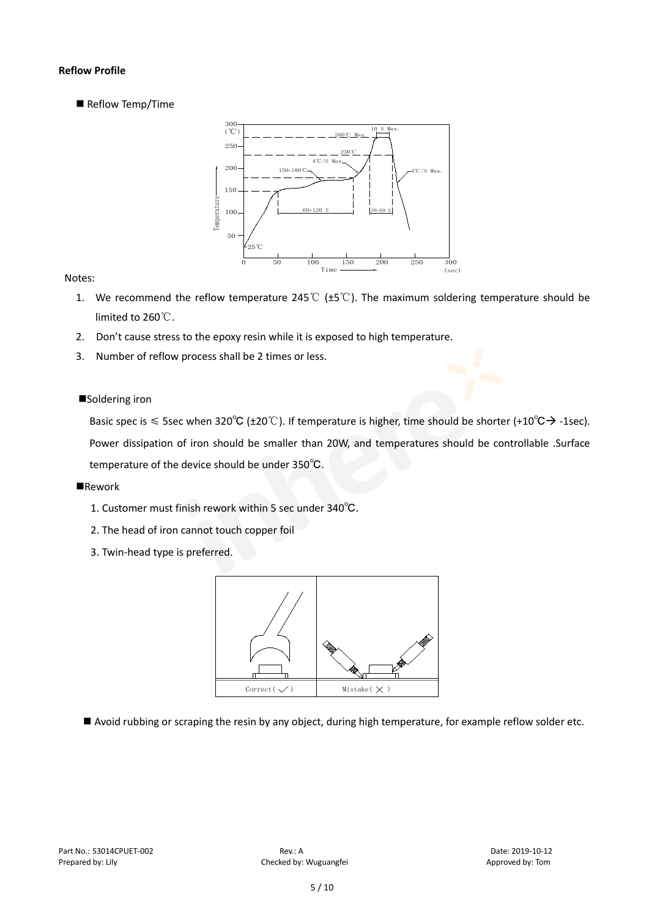**Reflow Profile**

■ Reflow Temp/Time

Notes:

1. We recommend the reflow temperature 245℃ (±5℃). The maximum soldering temperature should be limited to 260℃.
2. Don't cause stress to the epoxy resin while it is exposed to high temperature.
3. Number of reflow process shall be 2 times or less.

■Soldering iron

Basic spec is ≤ 5sec when 320℃ (±20℃). If temperature is higher, time should be shorter (+10℃→ -1sec). Power dissipation of iron should be smaller than 20W, and temperatures should be controllable .Surface temperature of the device should be under 350℃.

■Rework

1. Customer must finish rework within 5 sec under 340℃.
2. The head of iron cannot touch copper foil
3. Twin-head type is preferred.

■ Avoid rubbing or scraping the resin by any object, during high temperature, for example reflow solder etc.

Part No.: S3014CPUET-002 Rev.: A Date: 2019-10-12
Prepared by: Lily Checked by: Wuguangfei Approved by: Tom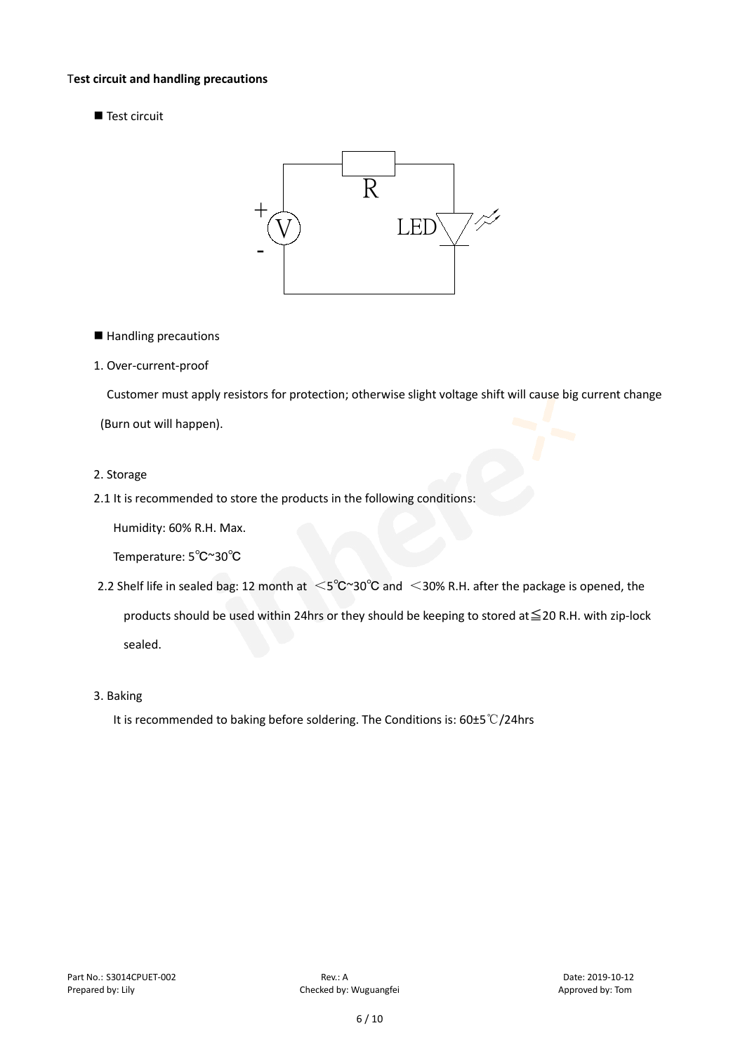**Test circuit and handling precautions**

■ Test circuit

■ Handling precautions

1. Over-current-proof

Customer must apply resistors for protection; otherwise slight voltage shift will cause big current change (Burn out will happen).

2. Storage

2.1 It is recommended to store the products in the following conditions:

Humidity: 60% R.H. Max.

Temperature: 5℃~30℃

2.2 Shelf life in sealed bag: 12 month at ＜5℃~30℃ and ＜30% R.H. after the package is opened, the products should be used within 24hrs or they should be keeping to stored at≦20 R.H. with zip-lock sealed.

3. Baking

It is recommended to baking before soldering. The Conditions is: 60±5℃/24hrs

Part No.: S3014CPUET-002　　Rev.: A　　Date: 2019-10-12

Prepared by: Lily　　Checked by: Wuguangfei　　Approved by: Tom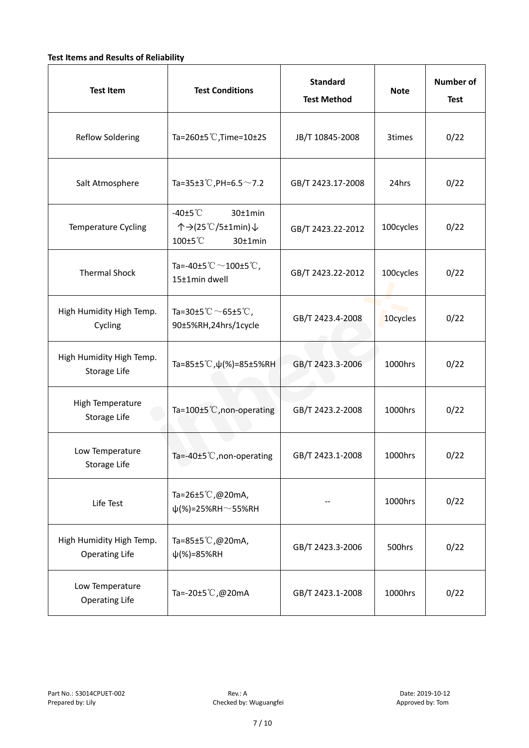**Test Items and Results of Reliability**

| Test Item | Test Conditions | Standard Test Method | Note | Number of Test |
|---|---|---|---|---|
| Reflow Soldering | Ta=260±5℃,Time=10±2S | JB/T 10845-2008 | 3times | 0/22 |
| Salt Atmosphere | Ta=35±3℃,PH=6.5～7.2 | GB/T 2423.17-2008 | 24hrs | 0/22 |
| Temperature Cycling | -40±5℃ 30±1min ↑→(25℃/5±1min)↓ 100±5℃ 30±1min | GB/T 2423.22-2012 | 100cycles | 0/22 |
| Thermal Shock | Ta=-40±5℃～100±5℃, 15±1min dwell | GB/T 2423.22-2012 | 100cycles | 0/22 |
| High Humidity High Temp. Cycling | Ta=30±5℃～65±5℃, 90±5%RH,24hrs/1cycle | GB/T 2423.4-2008 | 10cycles | 0/22 |
| High Humidity High Temp. Storage Life | Ta=85±5℃,ψ(%)=85±5%RH | GB/T 2423.3-2006 | 1000hrs | 0/22 |
| High Temperature Storage Life | Ta=100±5℃,non-operating | GB/T 2423.2-2008 | 1000hrs | 0/22 |
| Low Temperature Storage Life | Ta=-40±5℃,non-operating | GB/T 2423.1-2008 | 1000hrs | 0/22 |
| Life Test | Ta=26±5℃,@20mA, ψ(%)=25%RH～55%RH | -- | 1000hrs | 0/22 |
| High Humidity High Temp. Operating Life | Ta=85±5℃,@20mA, ψ(%)=85%RH | GB/T 2423.3-2006 | 500hrs | 0/22 |
| Low Temperature Operating Life | Ta=-20±5℃,@20mA | GB/T 2423.1-2008 | 1000hrs | 0/22 |

Part No.: S3014CPUET-002 Rev.: A Date: 2019-10-12
Prepared by: Lily Checked by: Wuguangfei Approved by: Tom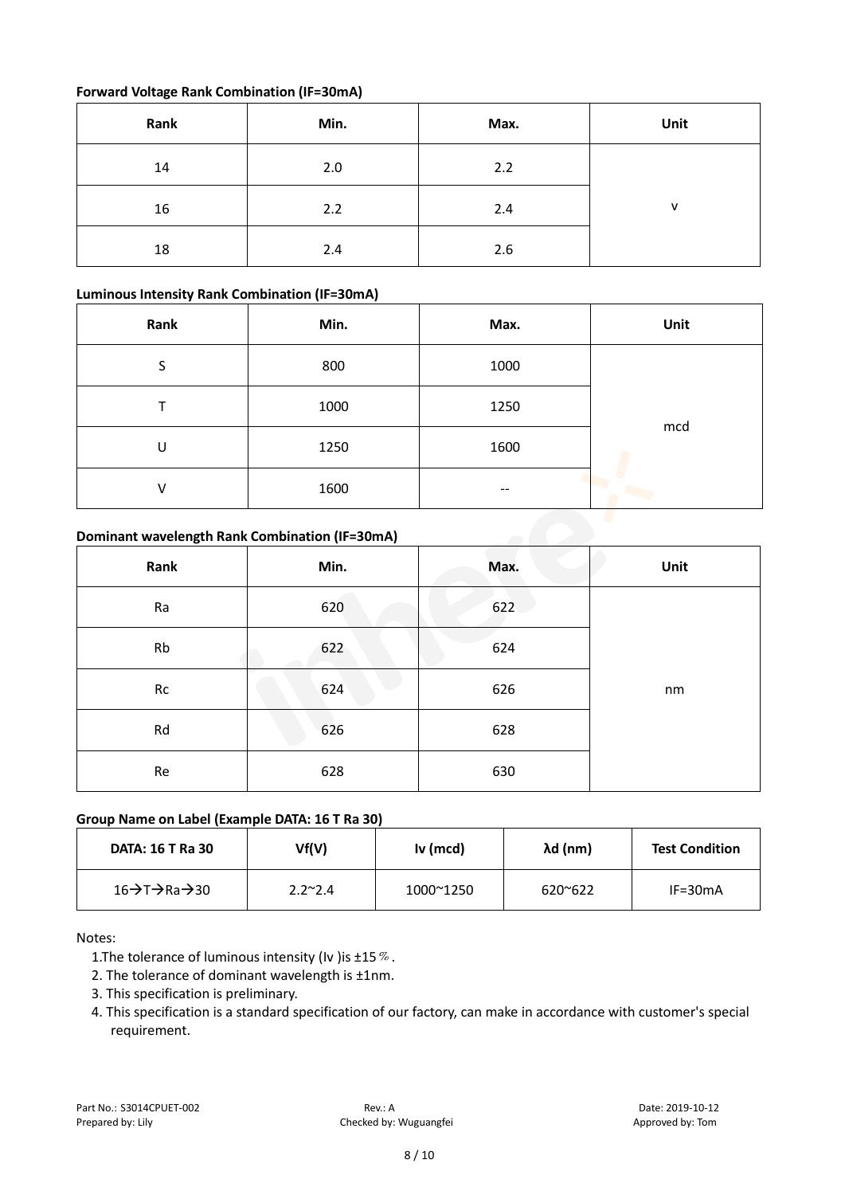**Forward Voltage Rank Combination (IF=30mA)**

| Rank | Min. | Max. | Unit |
|---|---|---|---|
| 14 | 2.0 | 2.2 | v |
| 16 | 2.2 | 2.4 | |
| 18 | 2.4 | 2.6 | |

**Luminous Intensity Rank Combination (IF=30mA)**

| Rank | Min. | Max. | Unit |
|---|---|---|---|
| S | 800 | 1000 | mcd |
| T | 1000 | 1250 | |
| U | 1250 | 1600 | |
| V | 1600 | -- | |

**Dominant wavelength Rank Combination (IF=30mA)**

| Rank | Min. | Max. | Unit |
|---|---|---|---|
| Ra | 620 | 622 | nm |
| Rb | 622 | 624 | |
| Rc | 624 | 626 | |
| Rd | 626 | 628 | |
| Re | 628 | 630 | |

**Group Name on Label (Example DATA: 16 T Ra 30)**

| DATA: 16 T Ra 30 | Vf(V) | Iv (mcd) | λd (nm) | Test Condition |
|---|---|---|---|---|
| 16→T→Ra→30 | 2.2~2.4 | 1000~1250 | 620~622 | IF=30mA |

Notes:

1. The tolerance of luminous intensity (Iv )is ±15％.
2. The tolerance of dominant wavelength is ±1nm.
3. This specification is preliminary.
4. This specification is a standard specification of our factory, can make in accordance with customer's special requirement.

Part No.: S3014CPUET-002 Rev.: A Date: 2019-10-12
Prepared by: Lily Checked by: Wuguangfei Approved by: Tom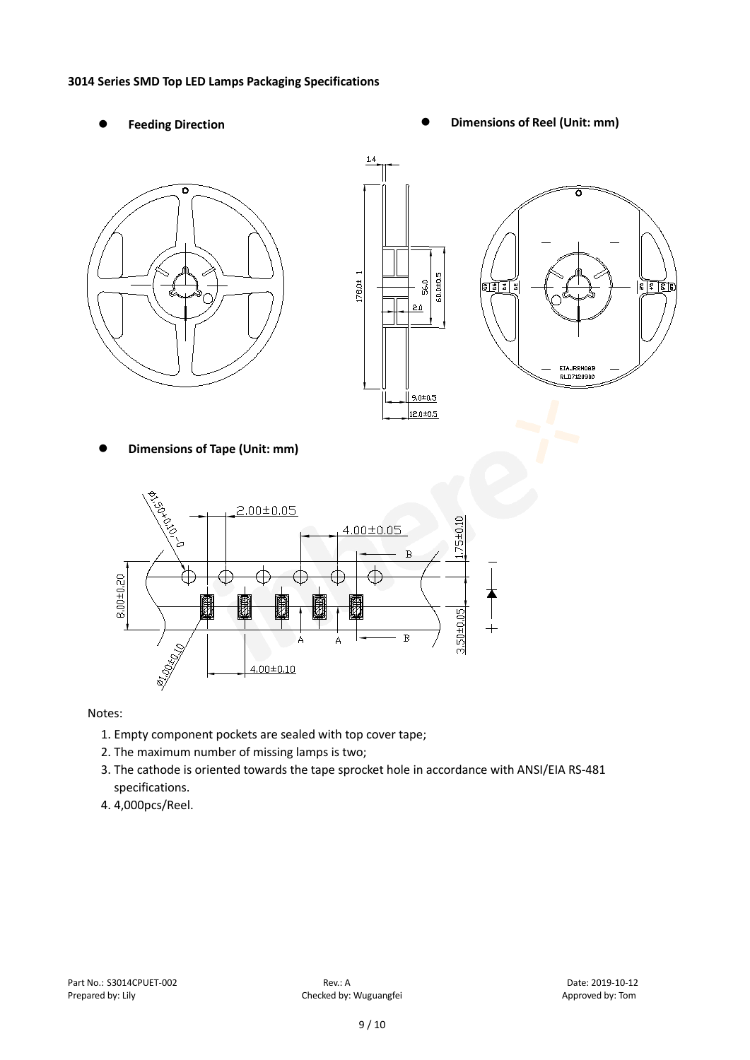**3014 Series SMD Top LED Lamps Packaging Specifications**

- **Feeding Direction**
- **Dimensions of Reel (Unit: mm)**
- **Dimensions of Tape (Unit: mm)**

Notes:

1. Empty component pockets are sealed with top cover tape;
2. The maximum number of missing lamps is two;
3. The cathode is oriented towards the tape sprocket hole in accordance with ANSI/EIA RS-481 specifications.
4. 4,000pcs/Reel.

Part No.: S3014CPUET-002 | Rev.: A | Date: 2019-10-12
Prepared by: Lily | Checked by: Wuguangfei | Approved by: Tom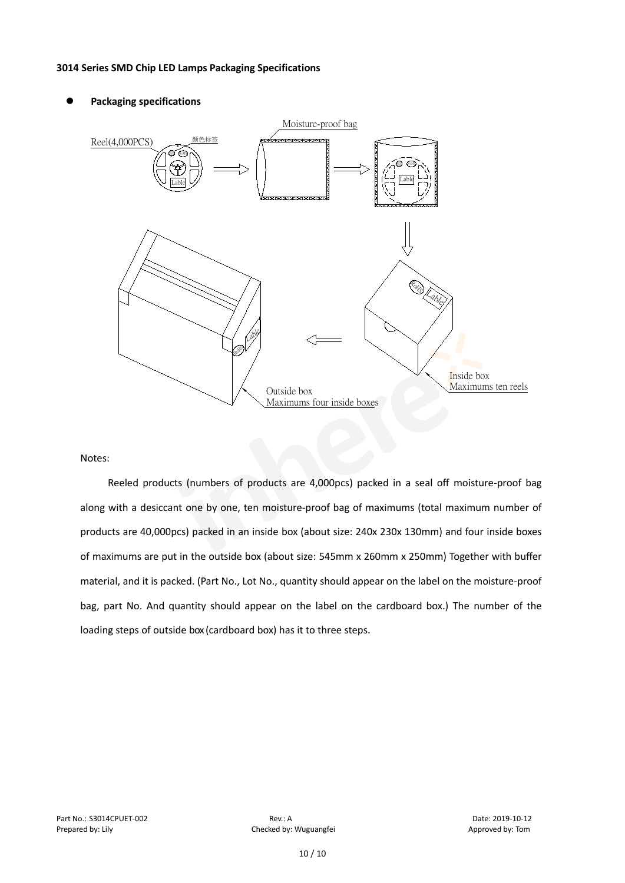**3014 Series SMD Chip LED Lamps Packaging Specifications**

- **Packaging specifications**

Reel(4,000PCS)

颜色标签

Lable

Moisture-proof bag

Lable

RoHS

Lable

Inside box
Maximums ten reels

RoHS

Lable

Outside box
Maximums four inside boxes

Notes:

Reeled products (numbers of products are 4,000pcs) packed in a seal off moisture-proof bag along with a desiccant one by one, ten moisture-proof bag of maximums (total maximum number of products are 40,000pcs) packed in an inside box (about size: 240x 230x 130mm) and four inside boxes of maximums are put in the outside box (about size: 545mm x 260mm x 250mm) Together with buffer material, and it is packed. (Part No., Lot No., quantity should appear on the label on the moisture-proof bag, part No. And quantity should appear on the label on the cardboard box.) The number of the loading steps of outside box (cardboard box) has it to three steps.

Part No.: S3014CPUET-002 Rev.: A Date: 2019-10-12
Prepared by: Lily Checked by: Wuguangfei Approved by: Tom